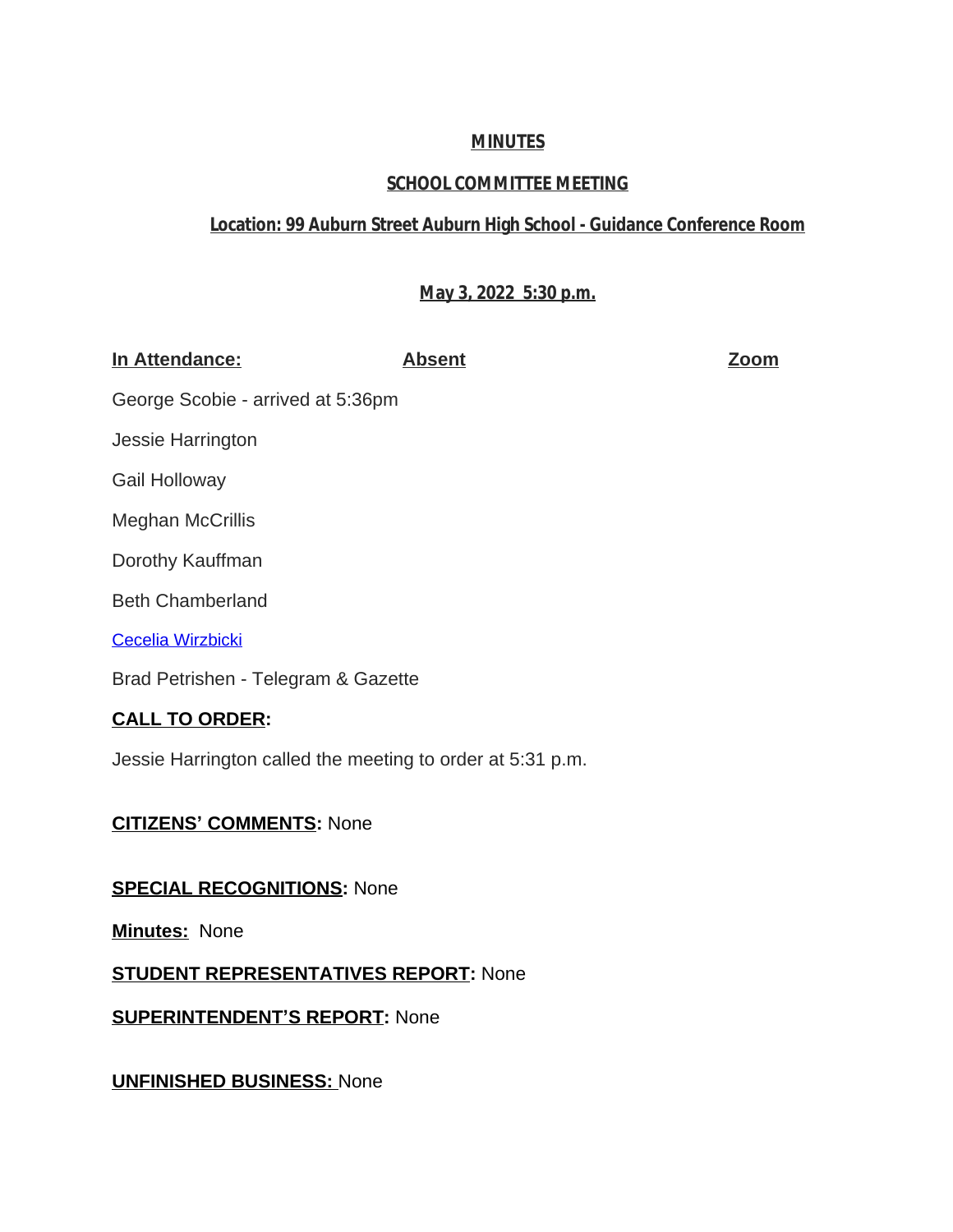**MINUTES**

**SCHOOL COMMITTEE MEETING**

**Location: 99 Auburn Street Auburn High School - Guidance Conference Room**

**May 3, 2022 5:30 p.m.**

| In Attendance: | Absent | Zoom |
|---|---|---|
| George Scobie - arrived at 5:36pm | | |
| Jessie Harrington | | |
| Gail Holloway | | |
| Meghan McCrillis | | |
| Dorothy Kauffman | | |
| Beth Chamberland | | |
| Cecelia Wirzbicki | | |
| Brad Petrishen - Telegram & Gazette | | |

**CALL TO ORDER:**

Jessie Harrington called the meeting to order at 5:31 p.m.

**CITIZENS' COMMENTS:** None

**SPECIAL RECOGNITIONS:** None

**Minutes:** None

**STUDENT REPRESENTATIVES REPORT:** None

**SUPERINTENDENT'S REPORT:** None

**UNFINISHED BUSINESS:** None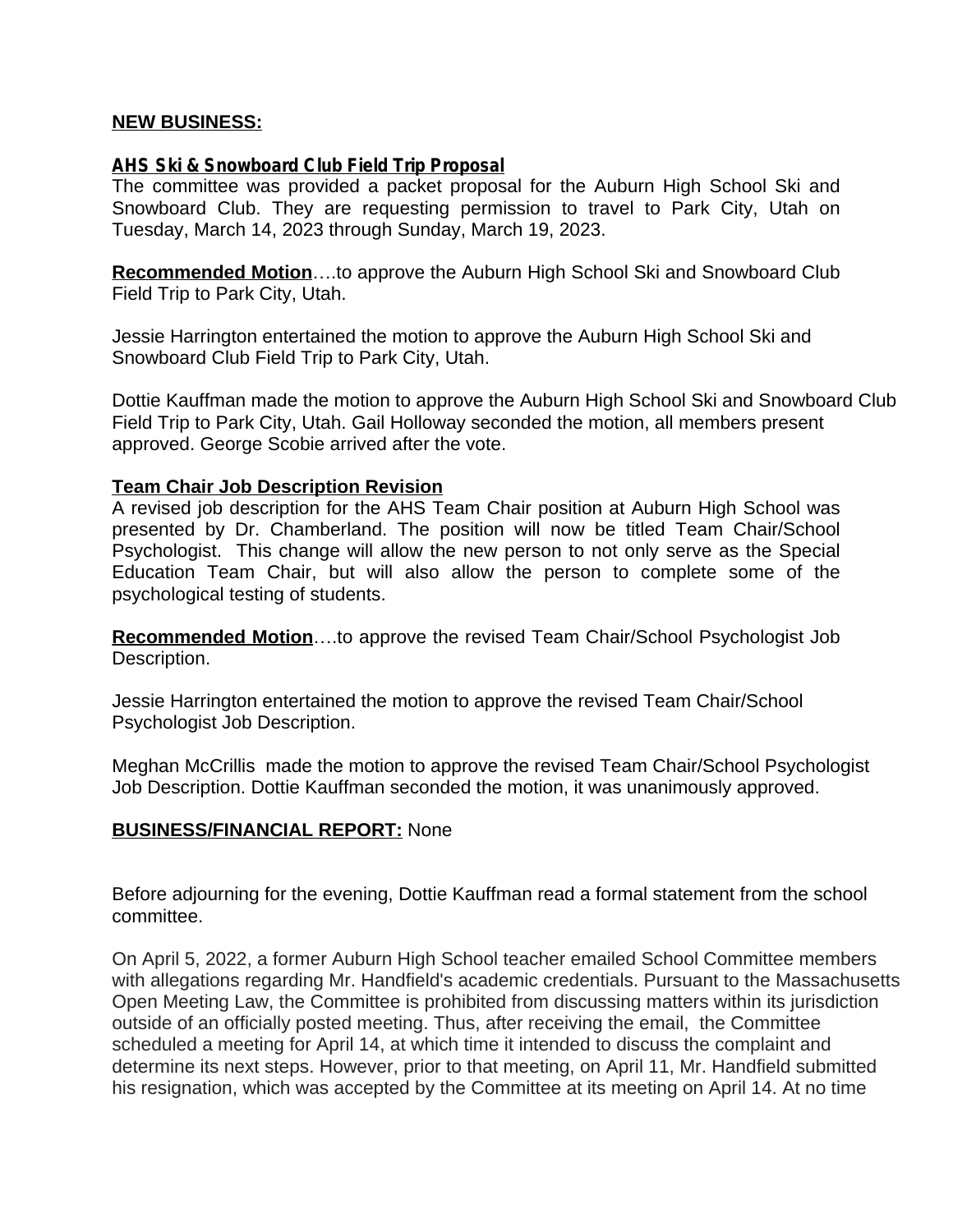**NEW BUSINESS:**

***AHS Ski & Snowboard Club Field Trip Proposal***

The committee was provided a packet proposal for the Auburn High School Ski and Snowboard Club. They are requesting permission to travel to Park City, Utah on Tuesday, March 14, 2023 through Sunday, March 19, 2023.

**Recommended Motion**….to approve the Auburn High School Ski and Snowboard Club Field Trip to Park City, Utah.

Jessie Harrington entertained the motion to approve the Auburn High School Ski and Snowboard Club Field Trip to Park City, Utah.

Dottie Kauffman made the motion to approve the Auburn High School Ski and Snowboard Club Field Trip to Park City, Utah. Gail Holloway seconded the motion, all members present approved. George Scobie arrived after the vote.

**Team Chair Job Description Revision**

A revised job description for the AHS Team Chair position at Auburn High School was presented by Dr. Chamberland. The position will now be titled Team Chair/School Psychologist. This change will allow the new person to not only serve as the Special Education Team Chair, but will also allow the person to complete some of the psychological testing of students.

**Recommended Motion**….to approve the revised Team Chair/School Psychologist Job Description.

Jessie Harrington entertained the motion to approve the revised Team Chair/School Psychologist Job Description.

Meghan McCrillis made the motion to approve the revised Team Chair/School Psychologist Job Description. Dottie Kauffman seconded the motion, it was unanimously approved.

**BUSINESS/FINANCIAL REPORT:** None

Before adjourning for the evening, Dottie Kauffman read a formal statement from the school committee.

On April 5, 2022, a former Auburn High School teacher emailed School Committee members with allegations regarding Mr. Handfield's academic credentials. Pursuant to the Massachusetts Open Meeting Law, the Committee is prohibited from discussing matters within its jurisdiction outside of an officially posted meeting. Thus, after receiving the email, the Committee scheduled a meeting for April 14, at which time it intended to discuss the complaint and determine its next steps. However, prior to that meeting, on April 11, Mr. Handfield submitted his resignation, which was accepted by the Committee at its meeting on April 14. At no time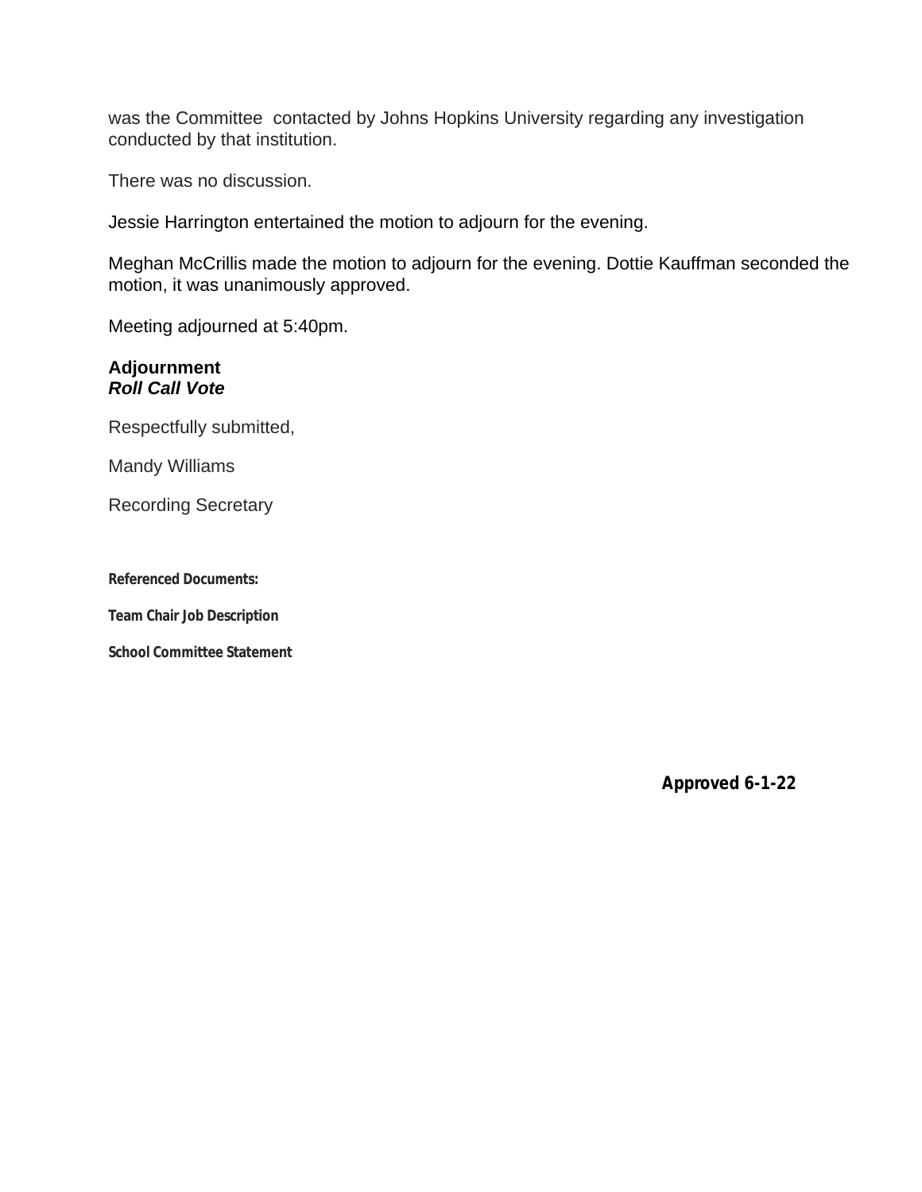was the Committee  contacted by Johns Hopkins University regarding any investigation conducted by that institution.

There was no discussion.

Jessie Harrington entertained the motion to adjourn for the evening.

Meghan McCrillis made the motion to adjourn for the evening. Dottie Kauffman seconded the motion, it was unanimously approved.

Meeting adjourned at 5:40pm.

**Adjournment**
***Roll Call Vote***

Respectfully submitted,

Mandy Williams

Recording Secretary

**Referenced Documents:**

**Team Chair Job Description**

**School Committee Statement**

**Approved 6-1-22**